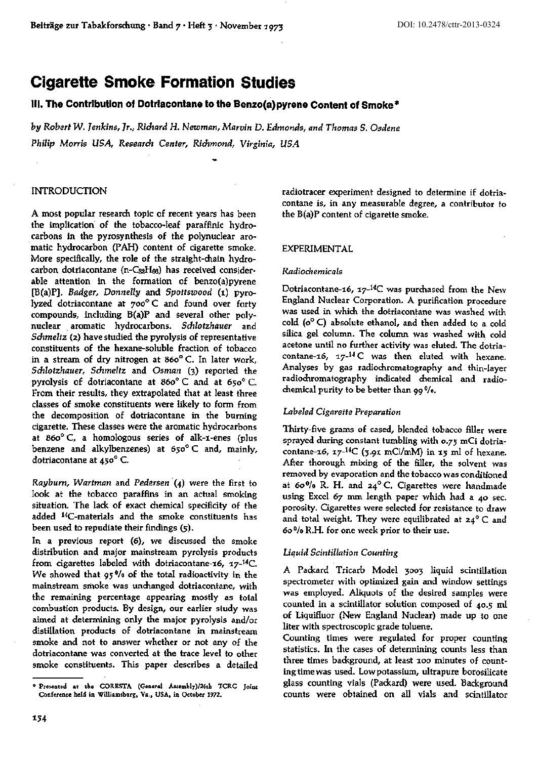# Cigarette Smoke Formation Studies

## III. The Contribution of Dotriacontane to the Benzo(a)pyrene Content of Smoke*

*by Robert W. Jenkins, Jr., Richard H. Newman, Marvin D. Edmonds, and Thomas S. Osdene*

*Philip Morris USA, Research Center, Richmond, Virginia, USA*

### INTRODUCTION

A most popular research topic of recent years has been the implication of the tobacco-leaf paraffinic hydrocarbons in the pyrosynthesis of the polynuclear aromatic hydrocarbon (PAH) content of cigarette smoke. More specifically, the role of the straight-chain hydrocarbon dotriacontane (n-$C_{32}H_{66}$) has received considerable attention in the formation of benzo(a)pyrene [B(a)P]. *Badger, Donnelly* and *Spottswood* (1) pyrolyzed dotriacontane at 700° C and found over forty compounds, including B(a)P and several other polynuclear aromatic hydrocarbons. *Schlotzhauer* and *Schmeltz* (2) have studied the pyrolysis of representative constituents of the hexane-soluble fraction of tobacco in a stream of dry nitrogen at 860° C. In later work, *Schlotzhauer, Schmeltz* and *Osman* (3) reported the pyrolysis of dotriacontane at 860° C and at 650° C. From their results, they extrapolated that at least three classes of smoke constituents were likely to form from the decomposition of dotriacontane in the burning cigarette. These classes were the aromatic hydrocarbons at 860° C, a homologous series of alk-1-enes (plus benzene and alkylbenzenes) at 650° C and, mainly, dotriacontane at 450° C.

*Rayburn, Wartman* and *Pedersen* (4) were the first to look at the tobacco paraffins in an actual smoking situation. The lack of exact chemical specificity of the added $^{14}$C-materials and the smoke constituents has been used to repudiate their findings (5).

In a previous report (6), we discussed the smoke distribution and major mainstream pyrolysis products from cigarettes labeled with dotriacontane-16, 17-$^{14}$C. We showed that 95 % of the total radioactivity in the mainstream smoke was unchanged dotriacontane, with the remaining percentage appearing mostly as total combustion products. By design, our earlier study was aimed at determining only the major pyrolysis and/or distillation products of dotriacontane in mainstream smoke and not to answer whether or not any of the dotriacontane was converted at the trace level to other smoke constituents. This paper describes a detailed radiotracer experiment designed to determine if dotriacontane is, in any measurable degree, a contributor to the B(a)P content of cigarette smoke.

### EXPERIMENTAL

*Radiochemicals*

Dotriacontane-16, 17-$^{14}$C was purchased from the New England Nuclear Corporation. A purification procedure was used in which the dotriacontane was washed with cold (0° C) absolute ethanol, and then added to a cold silica gel column. The column was washed with cold acetone until no further activity was eluted. The dotriacontane-16, 17-$^{14}$C was then eluted with hexane. Analyses by gas radiochromatography and thin-layer radiochromatography indicated chemical and radiochemical purity to be better than 99 %.

*Labeled Cigarette Preparation*

Thirty-five grams of cased, blended tobacco filler were sprayed during constant tumbling with 0.75 mCi dotriacontane-16, 17-$^{14}$C (3.91 mCi/mM) in 15 ml of hexane. After thorough mixing of the filler, the solvent was removed by evaporation and the tobacco was conditioned at 60 % R. H. and 24° C. Cigarettes were handmade using Excel 67 mm length paper which had a 40 sec. porosity. Cigarettes were selected for resistance to draw and total weight. They were equilibrated at 24° C and 60 % R.H. for one week prior to their use.

*Liquid Scintillation Counting*

A Packard Tricarb Model 3003 liquid scintillation spectrometer with optimized gain and window settings was employed. Aliquots of the desired samples were counted in a scintillator solution composed of 40.5 ml of Liquifluor (New England Nuclear) made up to one liter with spectroscopic grade toluene.

Counting times were regulated for proper counting statistics. In the cases of determining counts less than three times background, at least 100 minutes of counting time was used. Low potassium, ultrapure borosilicate glass counting vials (Packard) were used. Background counts were obtained on all vials and scintillator

---

* Presented at the CORESTA (General Assembly)/26th TCRC Joint Conference held in Williamsburg, Va., USA, in October 1972.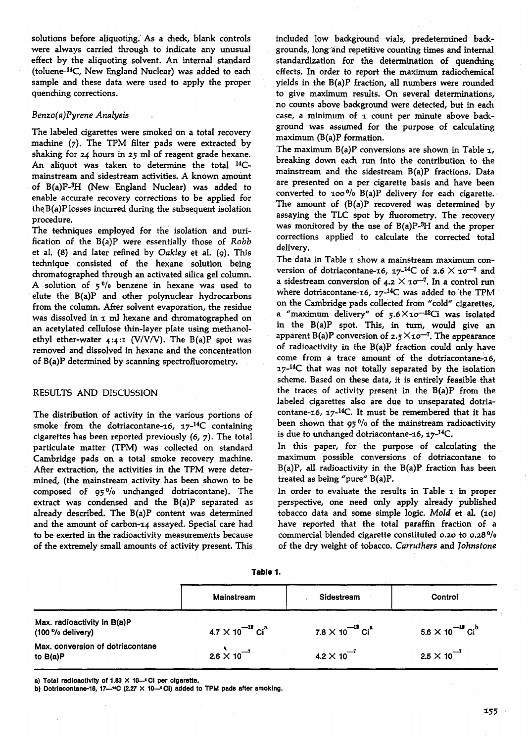solutions before aliquoting. As a check, blank controls were always carried through to indicate any unusual effect by the aliquoting solvent. An internal standard (toluene-$^{14}$C, New England Nuclear) was added to each sample and these data were used to apply the proper quenching corrections.

### *Benzo(a)Pyrene Analysis*

The labeled cigarettes were smoked on a total recovery machine (7). The TPM filter pads were extracted by shaking for 24 hours in 25 ml of reagent grade hexane. An aliquot was taken to determine the total $^{14}$C-mainstream and sidestream activities. A known amount of B(a)P-$^{3}$H (New England Nuclear) was added to enable accurate recovery corrections to be applied for the B(a)P losses incurred during the subsequent isolation procedure.

The techniques employed for the isolation and purification of the B(a)P were essentially those of *Robb* et al. (8) and later refined by *Oakley* et al. (9). This technique consisted of the hexane solution being chromatographed through an activated silica gel column. A solution of 5 % benzene in hexane was used to elute the B(a)P and other polynuclear hydrocarbons from the column. After solvent evaporation, the residue was dissolved in 1 ml hexane and chromatographed on an acetylated cellulose thin-layer plate using methanol-ethyl ether-water 4:4:1 (V/V/V). The B(a)P spot was removed and dissolved in hexane and the concentration of B(a)P determined by scanning spectrofluorometry.

## RESULTS AND DISCUSSION

The distribution of activity in the various portions of smoke from the dotriacontane-16, 17-$^{14}$C containing cigarettes has been reported previously (6, 7). The total particulate matter (TPM) was collected on standard Cambridge pads on a total smoke recovery machine. After extraction, the activities in the TPM were determined, (the mainstream activity has been shown to be composed of 95 % unchanged dotriacontane). The extract was condensed and the B(a)P separated as already described. The B(a)P content was determined and the amount of carbon-14 assayed. Special care had to be exerted in the radioactivity measurements because of the extremely small amounts of activity present. This included low background vials, predetermined backgrounds, long and repetitive counting times and internal standardization for the determination of quenching effects. In order to report the maximum radiochemical yields in the B(a)P fraction, all numbers were rounded to give maximum results. On several determinations, no counts above background were detected, but in each case, a minimum of 1 count per minute above background was assumed for the purpose of calculating maximum (B(a)P formation.

The maximum B(a)P conversions are shown in Table 1, breaking down each run into the contribution to the mainstream and the sidestream B(a)P fractions. Data are presented on a per cigarette basis and have been converted to 100 % B(a)P delivery for each cigarette. The amount of (B(a)P recovered was determined by assaying the TLC spot by fluorometry. The recovery was monitored by the use of B(a)P-$^{3}$H and the proper corrections applied to calculate the corrected total delivery.

The data in Table 1 show a mainstream maximum conversion of dotriacontane-16, 17-$^{14}$C of $2.6 \times 10^{-7}$ and a sidestream conversion of $4.2 \times 10^{-7}$. In a control run where dotriacontane-16, 17-$^{14}$C was added to the TPM on the Cambridge pads collected from "cold" cigarettes, a "maximum delivery" of $5.6 \times 10^{-12}$Ci was isolated in the B(a)P spot. This, in turn, would give an apparent B(a)P conversion of $2.5 \times 10^{-7}$. The appearance of radioactivity in the B(a)P fraction could only have come from a trace amount of the dotriacontane-16, 17-$^{14}$C that was not totally separated by the isolation scheme. Based on these data, it is entirely feasible that the traces of activity present in the B(a)P from the labeled cigarettes also are due to unseparated dotriacontane-16, 17-$^{14}$C. It must be remembered that it has been shown that 95 % of the mainstream radioactivity is due to unchanged dotriacontane-16, 17-$^{14}$C.

In this paper, for the purpose of calculating the maximum possible conversions of dotriacontane to B(a)P, all radioactivity in the B(a)P fraction has been treated as being "pure" B(a)P.

In order to evaluate the results in Table 1 in proper perspective, one need only apply already published tobacco data and some simple logic. *Mold* et al. (10) have reported that the total paraffin fraction of a commercial blended cigarette constituted 0.20 to 0.28 % of the dry weight of tobacco. *Carruthers* and *Johnstone*

**Table 1.**

| | Mainstream | Sidestream | Control |
|---|---|---|---|
| Max. radioactivity in B(a)P (100 % delivery) | $4.7 \times 10^{-12}$ Ci[a] | $7.8 \times 10^{-12}$ Ci[a] | $5.6 \times 10^{-12}$ Ci[b] |
| Max. conversion of dotriacontane to B(a)P | $2.6 \times 10^{-7}$ | $4.2 \times 10^{-7}$ | $2.5 \times 10^{-7}$ |

a) Total radioactivity of $1.83 \times 10^{-5}$ Ci per cigarette.
b) Dotriacontane-16, 17-$^{14}$C ($2.27 \times 10^{-5}$ Ci) added to TPM pads after smoking.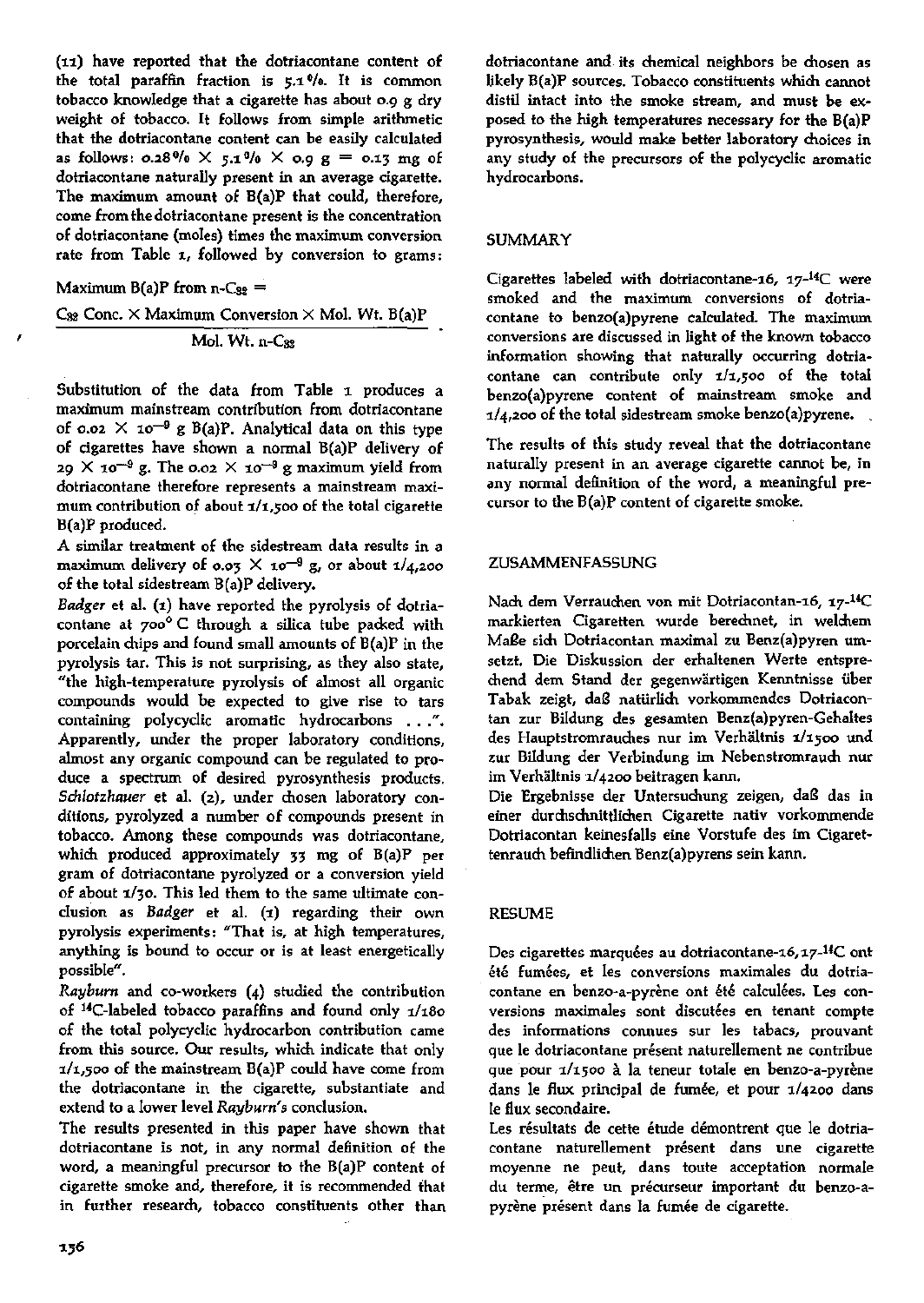(11) have reported that the dotriacontane content of the total paraffin fraction is 5.1%. It is common tobacco knowledge that a cigarette has about 0.9 g dry weight of tobacco. It follows from simple arithmetic that the dotriacontane content can be easily calculated as follows: $0.28\% \times 5.1\% \times 0.9\ g = 0.13$ mg of dotriacontane naturally present in an average cigarette. The maximum amount of B(a)P that could, therefore, come from the dotriacontane present is the concentration of dotriacontane (moles) times the maximum conversion rate from Table 1, followed by conversion to grams:

$$\text{Maximum B(a)P from n-C}_{32} = \frac{\text{C}_{32}\ \text{Conc.} \times \text{Maximum Conversion} \times \text{Mol. Wt. B(a)P}}{\text{Mol. Wt. n-C}_{32}}$$

Substitution of the data from Table 1 produces a maximum mainstream contribution from dotriacontane of $0.02 \times 10^{-9}$ g B(a)P. Analytical data on this type of cigarettes have shown a normal B(a)P delivery of $29 \times 10^{-9}$ g. The $0.02 \times 10^{-9}$ g maximum yield from dotriacontane therefore represents a mainstream maximum contribution of about 1/1,500 of the total cigarette B(a)P produced.

A similar treatment of the sidestream data results in a maximum delivery of $0.03 \times 10^{-9}$ g, or about 1/4,200 of the total sidestream B(a)P delivery.

*Badger* et al. (1) have reported the pyrolysis of dotriacontane at 700° C through a silica tube packed with porcelain chips and found small amounts of B(a)P in the pyrolysis tar. This is not surprising, as they also state, "the high-temperature pyrolysis of almost all organic compounds would be expected to give rise to tars containing polycyclic aromatic hydrocarbons . . .". Apparently, under the proper laboratory conditions, almost any organic compound can be regulated to produce a spectrum of desired pyrosynthesis products. *Schlotzhauer* et al. (2), under chosen laboratory conditions, pyrolyzed a number of compounds present in tobacco. Among these compounds was dotriacontane, which produced approximately 33 mg of B(a)P per gram of dotriacontane pyrolyzed or a conversion yield of about 1/30. This led them to the same ultimate conclusion as *Badger* et al. (1) regarding their own pyrolysis experiments: "That is, at high temperatures, anything is bound to occur or is at least energetically possible".

*Rayburn* and co-workers (4) studied the contribution of $^{14}$C-labeled tobacco paraffins and found only 1/180 of the total polycyclic hydrocarbon contribution came from this source. Our results, which indicate that only 1/1,500 of the mainstream B(a)P could have come from the dotriacontane in the cigarette, substantiate and extend to a lower level *Rayburn's* conclusion.

The results presented in this paper have shown that dotriacontane is not, in any normal definition of the word, a meaningful precursor to the B(a)P content of cigarette smoke and, therefore, it is recommended that in further research, tobacco constituents other than dotriacontane and its chemical neighbors be chosen as likely B(a)P sources. Tobacco constituents which cannot distil intact into the smoke stream, and must be exposed to the high temperatures necessary for the B(a)P pyrosynthesis, would make better laboratory choices in any study of the precursors of the polycyclic aromatic hydrocarbons.

## SUMMARY

Cigarettes labeled with dotriacontane-16, 17-$^{14}$C were smoked and the maximum conversions of dotriacontane to benzo(a)pyrene calculated. The maximum conversions are discussed in light of the known tobacco information showing that naturally occurring dotriacontane can contribute only 1/1,500 of the total benzo(a)pyrene content of mainstream smoke and 1/4,200 of the total sidestream smoke benzo(a)pyrene.

The results of this study reveal that the dotriacontane naturally present in an average cigarette cannot be, in any normal definition of the word, a meaningful precursor to the B(a)P content of cigarette smoke.

## ZUSAMMENFASSUNG

Nach dem Verrauchen von mit Dotriacontan-16, 17-$^{14}$C markierten Cigaretten wurde berechnet, in welchem Maße sich Dotriacontan maximal zu Benz(a)pyren umsetzt. Die Diskussion der erhaltenen Werte entsprechend dem Stand der gegenwärtigen Kenntnisse über Tabak zeigt, daß natürlich vorkommendes Dotriacontan zur Bildung des gesamten Benz(a)pyren-Gehaltes des Hauptstromrauches nur im Verhältnis 1/1500 und zur Bildung der Verbindung im Nebenstromrauch nur im Verhältnis 1/4200 beitragen kann.

Die Ergebnisse der Untersuchung zeigen, daß das in einer durchschnittlichen Cigarette nativ vorkommende Dotriacontan keinesfalls eine Vorstufe des im Cigarettenrauch befindlichen Benz(a)pyrens sein kann.

## RESUME

Des cigarettes marquées au dotriacontane-16,17-$^{14}$C ont été fumées, et les conversions maximales du dotriacontane en benzo-a-pyrène ont été calculées. Les conversions maximales sont discutées en tenant compte des informations connues sur les tabacs, prouvant que le dotriacontane présent naturellement ne contribue que pour 1/1500 à la teneur totale en benzo-a-pyrène dans le flux principal de fumée, et pour 1/4200 dans le flux secondaire.

Les résultats de cette étude démontrent que le dotriacontane naturellement présent dans une cigarette moyenne ne peut, dans toute acceptation normale du terme, être un précurseur important du benzo-a-pyrène présent dans la fumée de cigarette.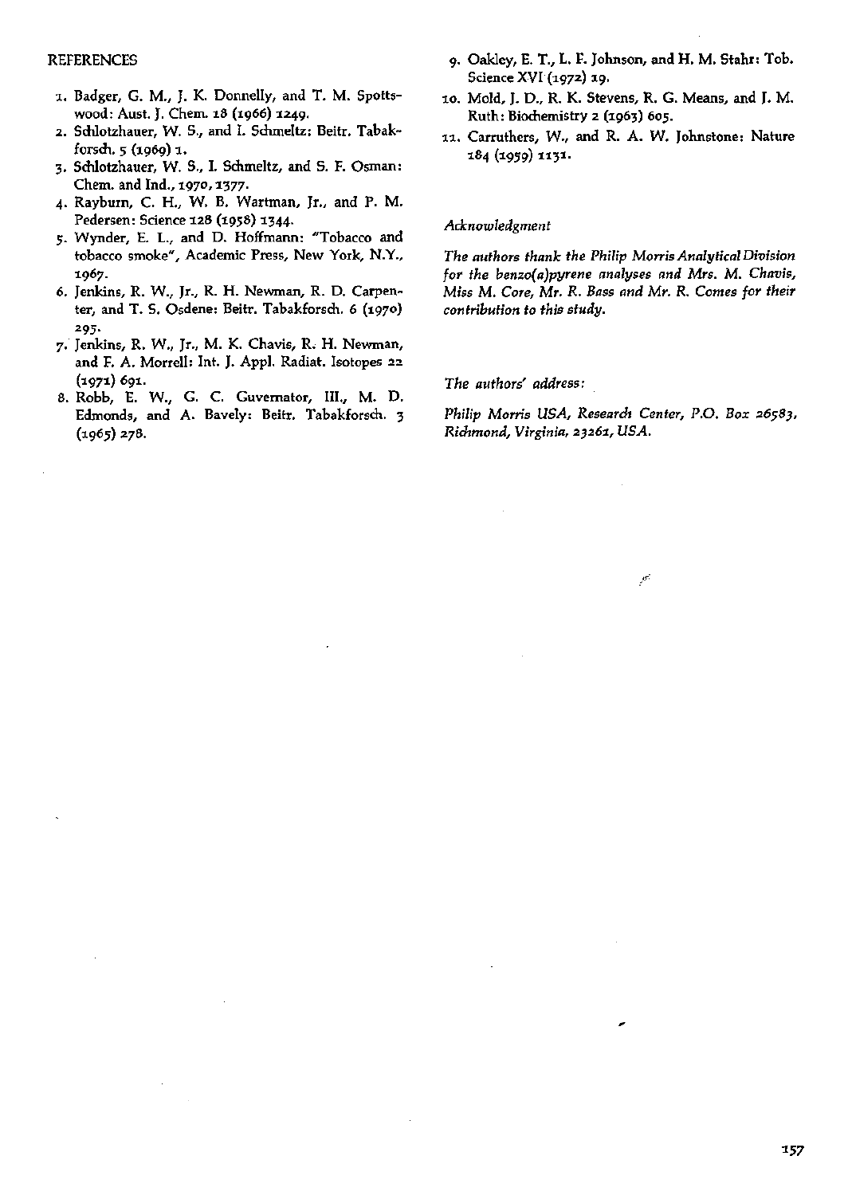## REFERENCES

1. Badger, G. M., J. K. Donnelly, and T. M. Spottswood: Aust. J. Chem. 18 (1966) 1249.
2. Schlotzhauer, W. S., and I. Schmeltz: Beitr. Tabakforsch. 5 (1969) 1.
3. Schlotzhauer, W. S., I. Schmeltz, and S. F. Osman: Chem. and Ind., 1970, 1377.
4. Rayburn, C. H., W. B. Wartman, Jr., and P. M. Pedersen: Science 128 (1958) 1344.
5. Wynder, E. L., and D. Hoffmann: "Tobacco and tobacco smoke", Academic Press, New York, N.Y., 1967.
6. Jenkins, R. W., Jr., R. H. Newman, R. D. Carpenter, and T. S. Osdene: Beitr. Tabakforsch. 6 (1970) 295.
7. Jenkins, R. W., Jr., M. K. Chavis, R. H. Newman, and F. A. Morrell: Int. J. Appl. Radiat. Isotopes 22 (1971) 691.
8. Robb, E. W., G. C. Guvernator, III., M. D. Edmonds, and A. Bavely: Beitr. Tabakforsch. 3 (1965) 278.
9. Oakley, E. T., L. F. Johnson, and H. M. Stahr: Tob. Science XVI (1972) 19.
10. Mold, J. D., R. K. Stevens, R. G. Means, and J. M. Ruth: Biochemistry 2 (1963) 605.
11. Carruthers, W., and R. A. W. Johnstone: Nature 184 (1959) 1131.

*Acknowledgment*

*The authors thank the Philip Morris Analytical Division for the benzo(a)pyrene analyses and Mrs. M. Chavis, Miss M. Core, Mr. R. Bass and Mr. R. Comes for their contribution to this study.*

*The authors' address:*

*Philip Morris USA, Research Center, P.O. Box 26583, Richmond, Virginia, 23261, USA.*